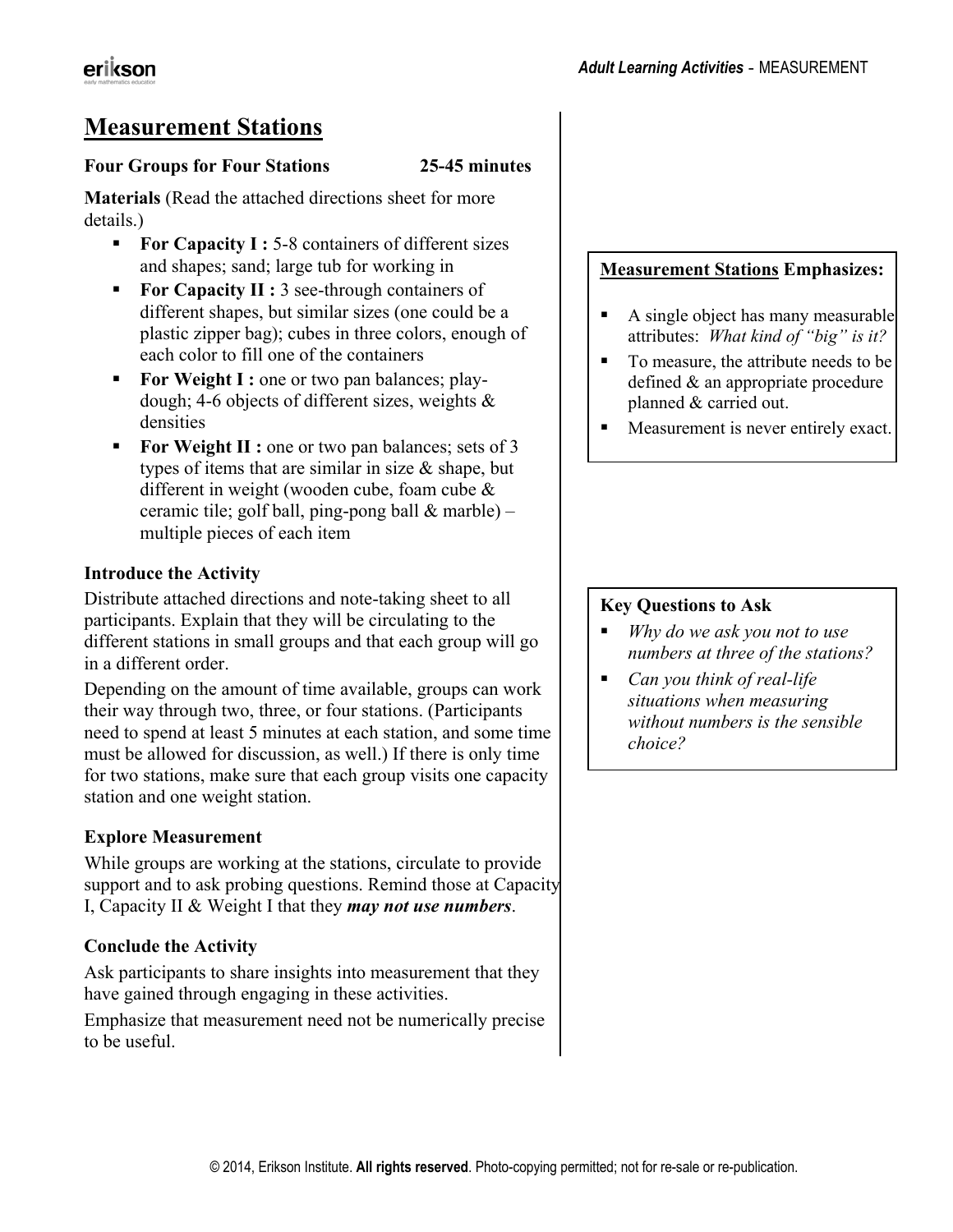# Measurement Stations

**Four Groups for Four Stations** **25-45 minutes**

**Materials** (Read the attached directions sheet for more details.)

- **For Capacity I :** 5-8 containers of different sizes and shapes; sand; large tub for working in
- **For Capacity II :** 3 see-through containers of different shapes, but similar sizes (one could be a plastic zipper bag); cubes in three colors, enough of each color to fill one of the containers
- **For Weight I :** one or two pan balances; play-dough; 4-6 objects of different sizes, weights & densities
- **For Weight II :** one or two pan balances; sets of 3 types of items that are similar in size & shape, but different in weight (wooden cube, foam cube & ceramic tile; golf ball, ping-pong ball & marble) – multiple pieces of each item

### Introduce the Activity

Distribute attached directions and note-taking sheet to all participants. Explain that they will be circulating to the different stations in small groups and that each group will go in a different order.

Depending on the amount of time available, groups can work their way through two, three, or four stations. (Participants need to spend at least 5 minutes at each station, and some time must be allowed for discussion, as well.) If there is only time for two stations, make sure that each group visits one capacity station and one weight station.

### Explore Measurement

While groups are working at the stations, circulate to provide support and to ask probing questions. Remind those at Capacity I, Capacity II & Weight I that they ***may not use numbers***.

### Conclude the Activity

Ask participants to share insights into measurement that they have gained through engaging in these activities.

Emphasize that measurement need not be numerically precise to be useful.

**Measurement Stations Emphasizes:**

- A single object has many measurable attributes: *What kind of "big" is it?*
- To measure, the attribute needs to be defined & an appropriate procedure planned & carried out.
- Measurement is never entirely exact.

**Key Questions to Ask**

- *Why do we ask you not to use numbers at three of the stations?*
- *Can you think of real-life situations when measuring without numbers is the sensible choice?*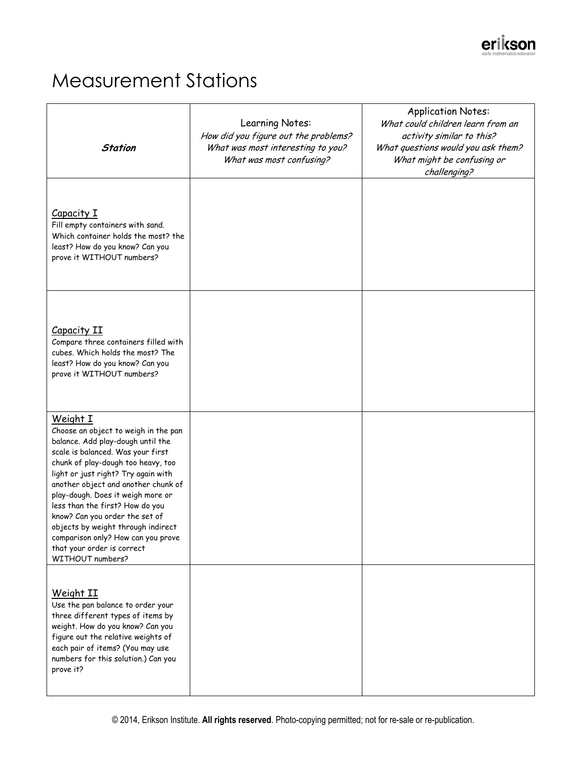# Measurement Stations

| ***Station*** | Learning Notes:<br>*How did you figure out the problems?*<br>*What was most interesting to you?*<br>*What was most confusing?* | Application Notes:<br>*What could children learn from an activity similar to this?*<br>*What questions would you ask them?*<br>*What might be confusing or challenging?* |
|---|---|---|
| <u>Capacity I</u><br>Fill empty containers with sand. Which container holds the most? the least? How do you know? Can you prove it WITHOUT numbers? | | |
| <u>Capacity II</u><br>Compare three containers filled with cubes. Which holds the most? The least? How do you know? Can you prove it WITHOUT numbers? | | |
| <u>Weight I</u><br>Choose an object to weigh in the pan balance. Add play-dough until the scale is balanced. Was your first chunk of play-dough too heavy, too light or just right? Try again with another object and another chunk of play-dough. Does it weigh more or less than the first? How do you know? Can you order the set of objects by weight through indirect comparison only? How can you prove that your order is correct WITHOUT numbers? | | |
| <u>Weight II</u><br>Use the pan balance to order your three different types of items by weight. How do you know? Can you figure out the relative weights of each pair of items? (You may use numbers for this solution.) Can you prove it? | | |

© 2014, Erikson Institute. **All rights reserved**. Photo-copying permitted; not for re-sale or re-publication.